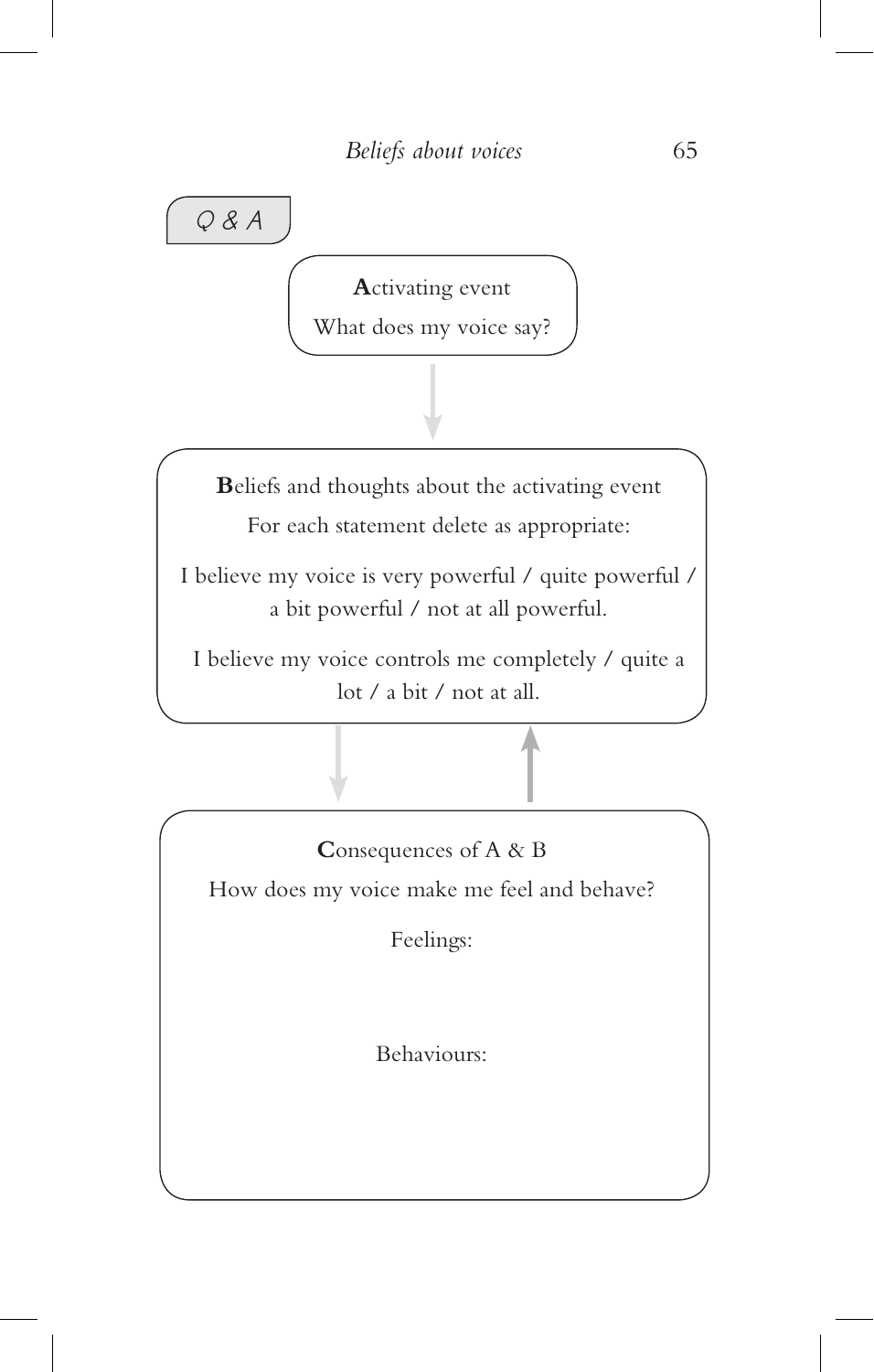Q & A

**A**ctivating event

What does my voice say?

**B**eliefs and thoughts about the activating event

For each statement delete as appropriate:

I believe my voice is very powerful / quite powerful / a bit powerful / not at all powerful.

I believe my voice controls me completely / quite a lot / a bit / not at all.

**C**onsequences of A & B

How does my voice make me feel and behave?

Feelings:

Behaviours: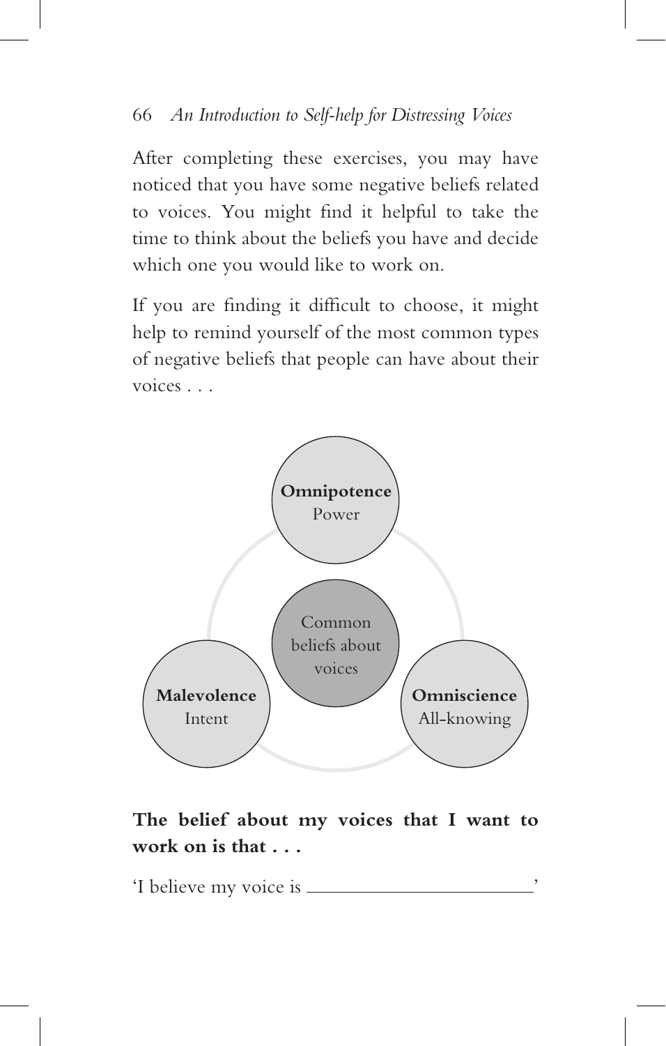After completing these exercises, you may have noticed that you have some negative beliefs related to voices. You might find it helpful to take the time to think about the beliefs you have and decide which one you would like to work on.

If you are finding it difficult to choose, it might help to remind yourself of the most common types of negative beliefs that people can have about their voices . . .

Common beliefs about voices

**Omnipotence**
Power

**Malevolence**
Intent

**Omniscience**
All-knowing

**The belief about my voices that I want to work on is that . . .**

'I believe my voice is ________________________'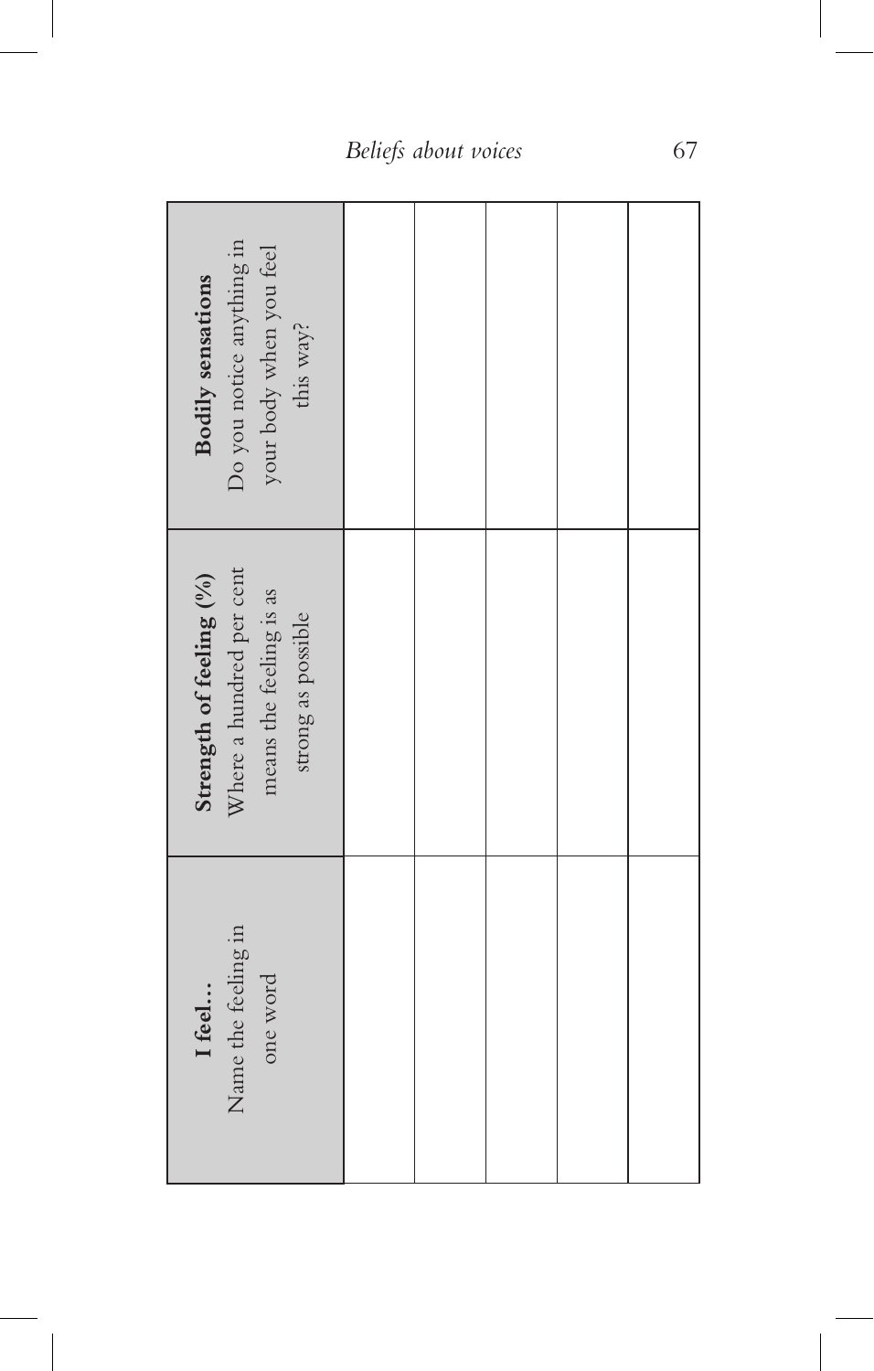| **I feel…** Name the feeling in one word | **Strength of feeling (%)** Where a hundred per cent means the feeling is as strong as possible | **Bodily sensations** Do you notice anything in your body when you feel this way? |
| --- | --- | --- |
| | | |
| | | |
| | | |
| | | |
| | | |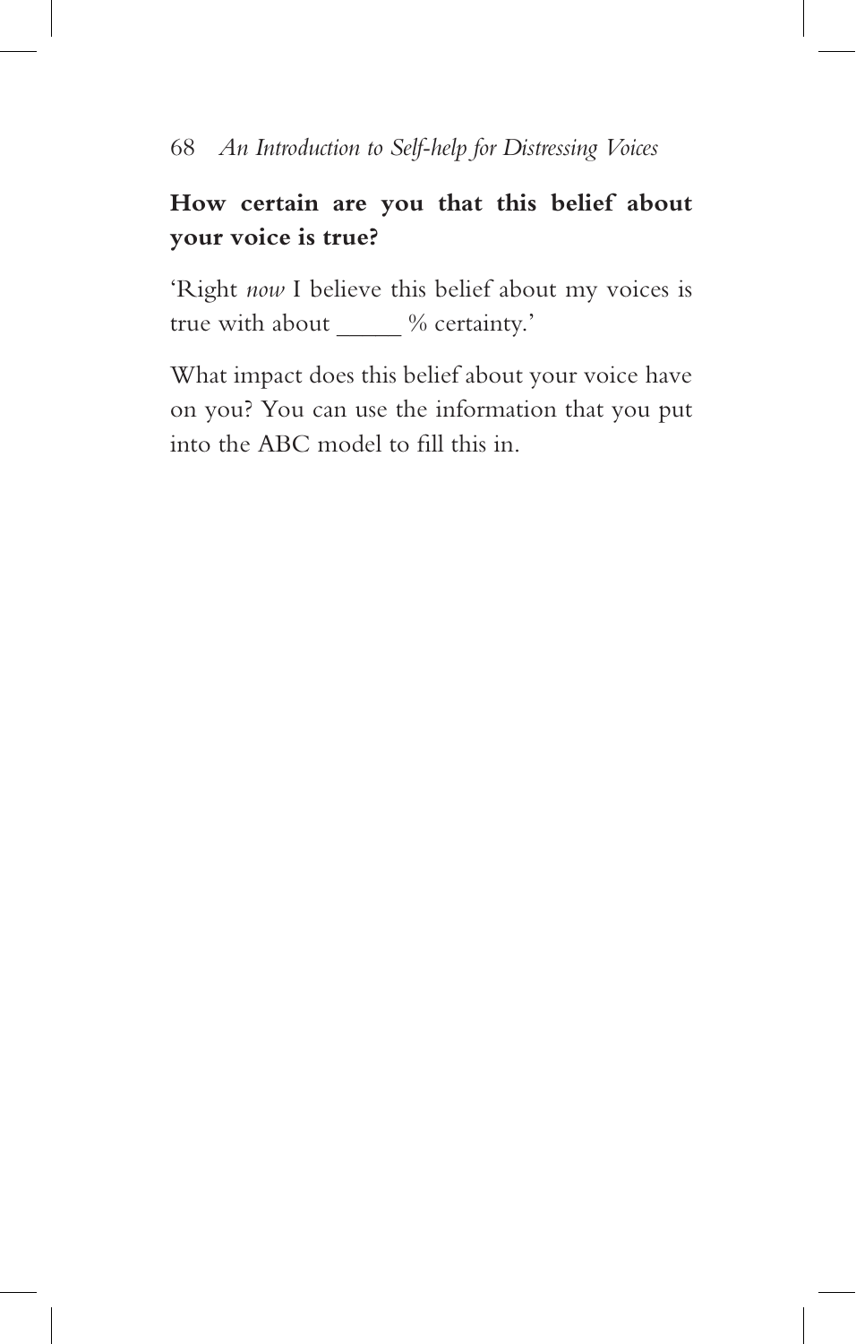**How certain are you that this belief about your voice is true?**

'Right *now* I believe this belief about my voices is true with about _____ % certainty.'

What impact does this belief about your voice have on you? You can use the information that you put into the ABC model to fill this in.